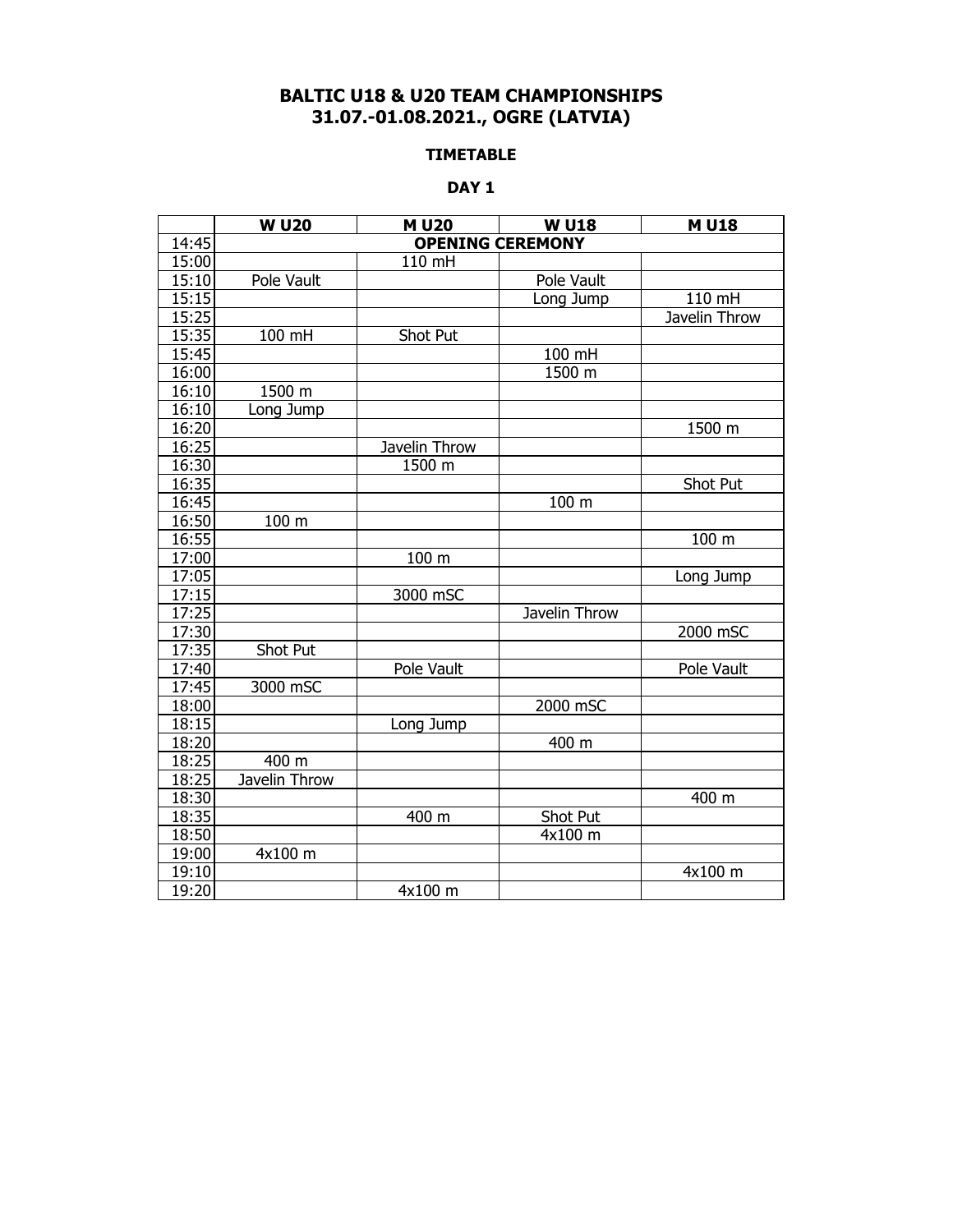# BALTIC U18 & U20 TEAM CHAMPIONSHIPS
# 31.07.-01.08.2021., OGRE (LATVIA)

## TIMETABLE

### DAY 1

| | W U20 | M U20 | W U18 | M U18 |
|---|---|---|---|---|
| 14:45 | OPENING CEREMONY | | | |
| 15:00 | | 110 mH | | |
| 15:10 | Pole Vault | | Pole Vault | |
| 15:15 | | | Long Jump | 110 mH |
| 15:25 | | | | Javelin Throw |
| 15:35 | 100 mH | Shot Put | | |
| 15:45 | | | 100 mH | |
| 16:00 | | | 1500 m | |
| 16:10 | 1500 m | | | |
| 16:10 | Long Jump | | | |
| 16:20 | | | | 1500 m |
| 16:25 | | Javelin Throw | | |
| 16:30 | | 1500 m | | |
| 16:35 | | | | Shot Put |
| 16:45 | | | 100 m | |
| 16:50 | 100 m | | | |
| 16:55 | | | | 100 m |
| 17:00 | | 100 m | | |
| 17:05 | | | | Long Jump |
| 17:15 | | 3000 mSC | | |
| 17:25 | | | Javelin Throw | |
| 17:30 | | | | 2000 mSC |
| 17:35 | Shot Put | | | |
| 17:40 | | Pole Vault | | Pole Vault |
| 17:45 | 3000 mSC | | | |
| 18:00 | | | 2000 mSC | |
| 18:15 | | Long Jump | | |
| 18:20 | | | 400 m | |
| 18:25 | 400 m | | | |
| 18:25 | Javelin Throw | | | |
| 18:30 | | | | 400 m |
| 18:35 | | 400 m | Shot Put | |
| 18:50 | | | 4x100 m | |
| 19:00 | 4x100 m | | | |
| 19:10 | | | | 4x100 m |
| 19:20 | | 4x100 m | | |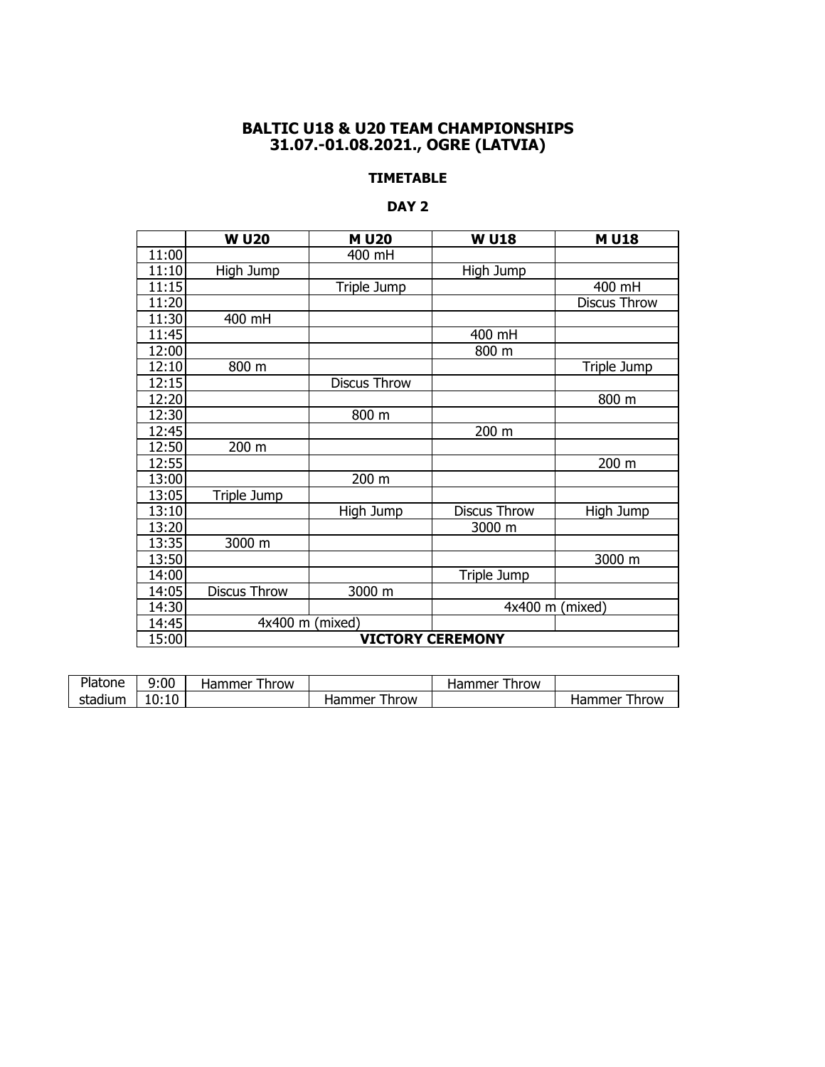**BALTIC U18 & U20 TEAM CHAMPIONSHIPS**
**31.07.-01.08.2021., OGRE (LATVIA)**

**TIMETABLE**

**DAY 2**

| | **W U20** | **M U20** | **W U18** | **M U18** |
|---|---|---|---|---|
| 11:00 | | 400 mH | | |
| 11:10 | High Jump | | High Jump | |
| 11:15 | | Triple Jump | | 400 mH |
| 11:20 | | | | Discus Throw |
| 11:30 | 400 mH | | | |
| 11:45 | | | 400 mH | |
| 12:00 | | | 800 m | |
| 12:10 | 800 m | | | Triple Jump |
| 12:15 | | Discus Throw | | |
| 12:20 | | | | 800 m |
| 12:30 | | 800 m | | |
| 12:45 | | | 200 m | |
| 12:50 | 200 m | | | |
| 12:55 | | | | 200 m |
| 13:00 | | 200 m | | |
| 13:05 | Triple Jump | | | |
| 13:10 | | High Jump | Discus Throw | High Jump |
| 13:20 | | | 3000 m | |
| 13:35 | 3000 m | | | |
| 13:50 | | | | 3000 m |
| 14:00 | | | Triple Jump | |
| 14:05 | Discus Throw | 3000 m | | |
| 14:30 | | | 4x400 m (mixed) | |
| 14:45 | 4x400 m (mixed) | | | |
| 15:00 | **VICTORY CEREMONY** | | | |

| | | | | | |
|---|---|---|---|---|---|
| Platone stadium | 9:00 | Hammer Throw | | Hammer Throw | |
| | 10:10 | | Hammer Throw | | Hammer Throw |